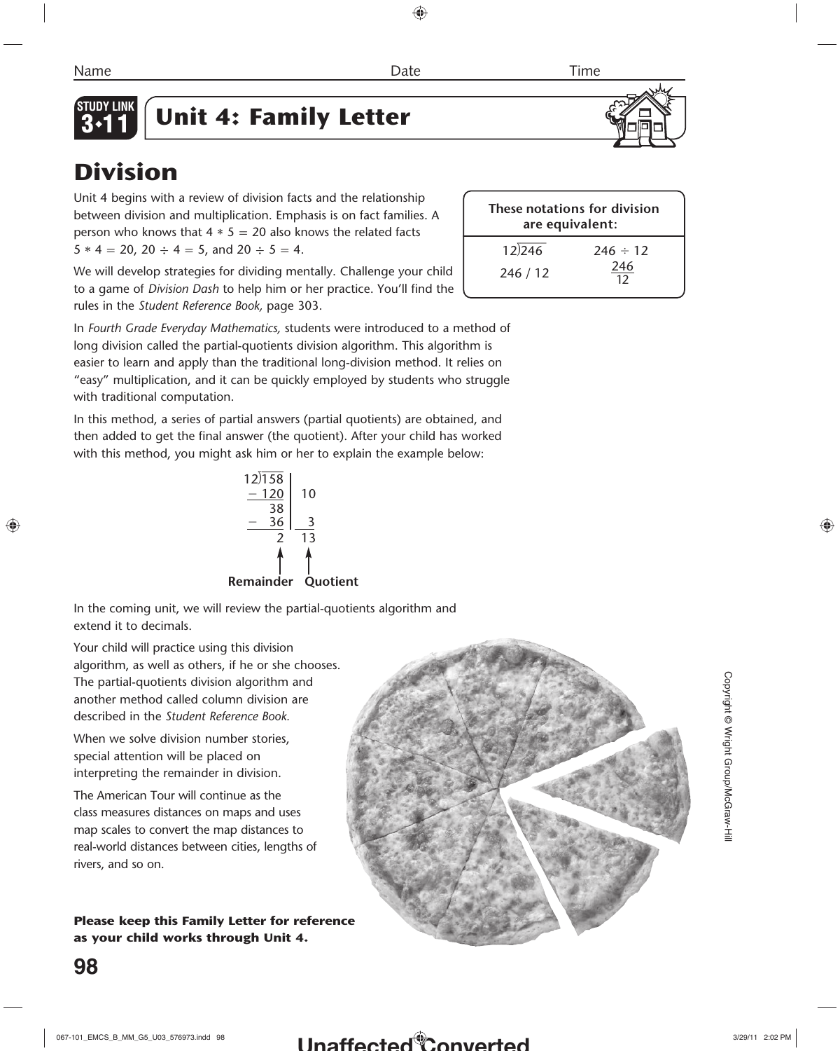Name Date Time

**STUDY LINK 3•11**

# Unit 4: Family Letter

## Division

Unit 4 begins with a review of division facts and the relationship between division and multiplication. Emphasis is on fact families. A person who knows that $4 * 5 = 20$ also knows the related facts $5 * 4 = 20$, $20 \div 4 = 5$, and $20 \div 5 = 4$.

| These notations for division are equivalent: | |
|---|---|
| $12\overline{)246}$ | $246 \div 12$ |
| $246 / 12$ | $\frac{246}{12}$ |

We will develop strategies for dividing mentally. Challenge your child to a game of *Division Dash* to help him or her practice. You'll find the rules in the *Student Reference Book,* page 303.

In *Fourth Grade Everyday Mathematics,* students were introduced to a method of long division called the partial-quotients division algorithm. This algorithm is easier to learn and apply than the traditional long-division method. It relies on "easy" multiplication, and it can be quickly employed by students who struggle with traditional computation.

In this method, a series of partial answers (partial quotients) are obtained, and then added to get the final answer (the quotient). After your child has worked with this method, you might ask him or her to explain the example below:

```
12)158  |
 − 120  |  10
    38  |
 −  36  | __3
     2     13
     ↑      ↑
Remainder  Quotient
```

In the coming unit, we will review the partial-quotients algorithm and extend it to decimals.

Your child will practice using this division algorithm, as well as others, if he or she chooses. The partial-quotients division algorithm and another method called column division are described in the *Student Reference Book.*

When we solve division number stories, special attention will be placed on interpreting the remainder in division.

The American Tour will continue as the class measures distances on maps and uses map scales to convert the map distances to real-world distances between cities, lengths of rivers, and so on.

**Please keep this Family Letter for reference as your child works through Unit 4.**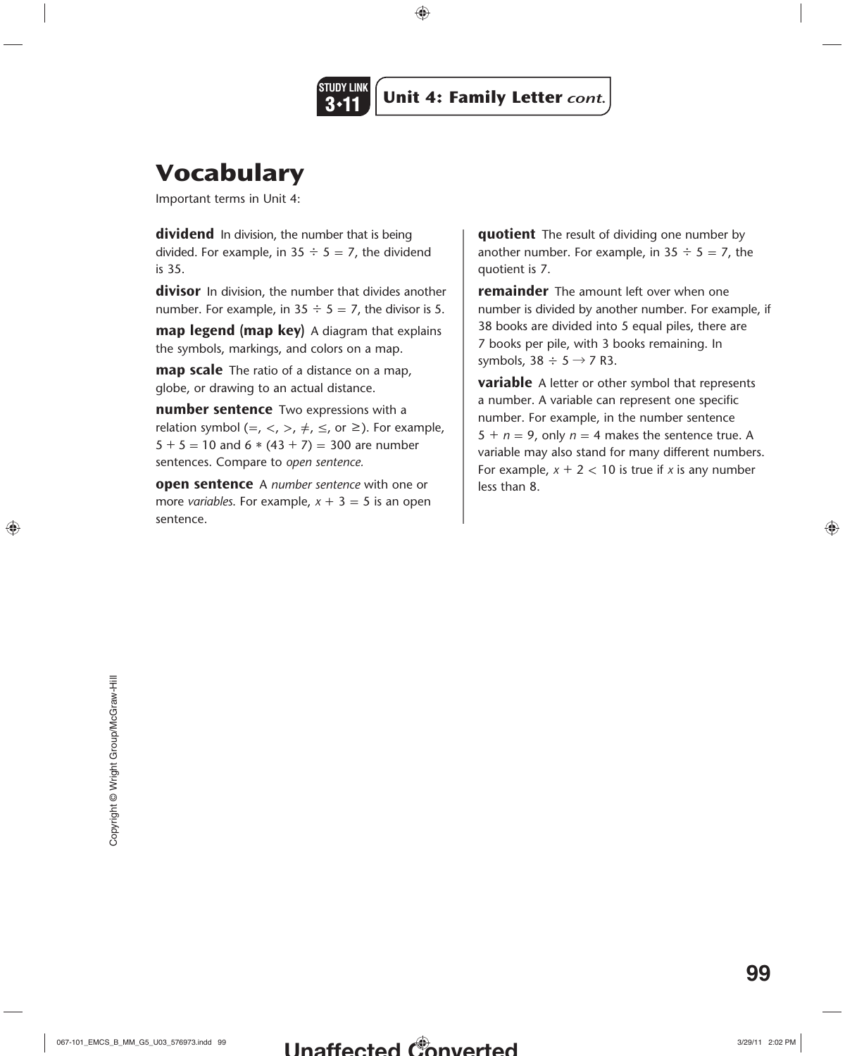STUDY LINK 3•11 **Unit 4: Family Letter** *cont.*

# Vocabulary

Important terms in Unit 4:

**dividend** In division, the number that is being divided. For example, in $35 \div 5 = 7$, the dividend is 35.

**divisor** In division, the number that divides another number. For example, in $35 \div 5 = 7$, the divisor is 5.

**map legend (map key)** A diagram that explains the symbols, markings, and colors on a map.

**map scale** The ratio of a distance on a map, globe, or drawing to an actual distance.

**number sentence** Two expressions with a relation symbol ($=$, $<$, $>$, $\neq$, $\leq$, or $\geq$). For example, $5 + 5 = 10$ and $6 * (43 + 7) = 300$ are number sentences. Compare to *open sentence.*

**open sentence** A *number sentence* with one or more *variables*. For example, $x + 3 = 5$ is an open sentence.

**quotient** The result of dividing one number by another number. For example, in $35 \div 5 = 7$, the quotient is 7.

**remainder** The amount left over when one number is divided by another number. For example, if 38 books are divided into 5 equal piles, there are 7 books per pile, with 3 books remaining. In symbols, $38 \div 5 \rightarrow 7$ R3.

**variable** A letter or other symbol that represents a number. A variable can represent one specific number. For example, in the number sentence $5 + n = 9$, only $n = 4$ makes the sentence true. A variable may also stand for many different numbers. For example, $x + 2 < 10$ is true if $x$ is any number less than 8.

Copyright © Wright Group/McGraw-Hill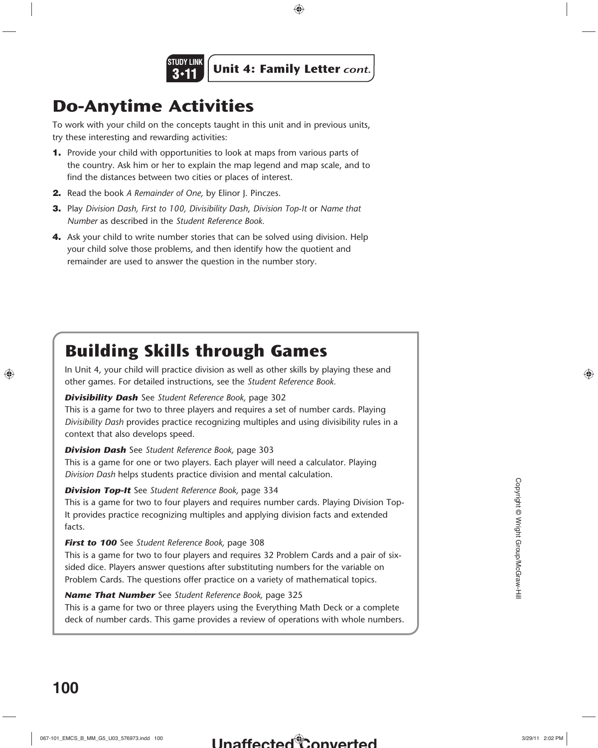# Do-Anytime Activities

To work with your child on the concepts taught in this unit and in previous units, try these interesting and rewarding activities:

1. Provide your child with opportunities to look at maps from various parts of the country. Ask him or her to explain the map legend and map scale, and to find the distances between two cities or places of interest.
2. Read the book *A Remainder of One,* by Elinor J. Pinczes.
3. Play *Division Dash, First to 100, Divisibility Dash*, *Division Top-It* or *Name that Number* as described in the *Student Reference Book.*
4. Ask your child to write number stories that can be solved using division. Help your child solve those problems, and then identify how the quotient and remainder are used to answer the question in the number story.

# Building Skills through Games

In Unit 4, your child will practice division as well as other skills by playing these and other games. For detailed instructions, see the *Student Reference Book.*

***Divisibility Dash*** See *Student Reference Book,* page 302
This is a game for two to three players and requires a set of number cards. Playing *Divisibility Dash* provides practice recognizing multiples and using divisibility rules in a context that also develops speed.

***Division Dash*** See *Student Reference Book,* page 303
This is a game for one or two players. Each player will need a calculator. Playing *Division Dash* helps students practice division and mental calculation.

***Division Top-It*** See *Student Reference Book,* page 334
This is a game for two to four players and requires number cards. Playing Division Top-It provides practice recognizing multiples and applying division facts and extended facts.

***First to 100*** See *Student Reference Book,* page 308
This is a game for two to four players and requires 32 Problem Cards and a pair of six-sided dice. Players answer questions after substituting numbers for the variable on Problem Cards. The questions offer practice on a variety of mathematical topics.

***Name That Number*** See *Student Reference Book,* page 325
This is a game for two or three players using the Everything Math Deck or a complete deck of number cards. This game provides a review of operations with whole numbers.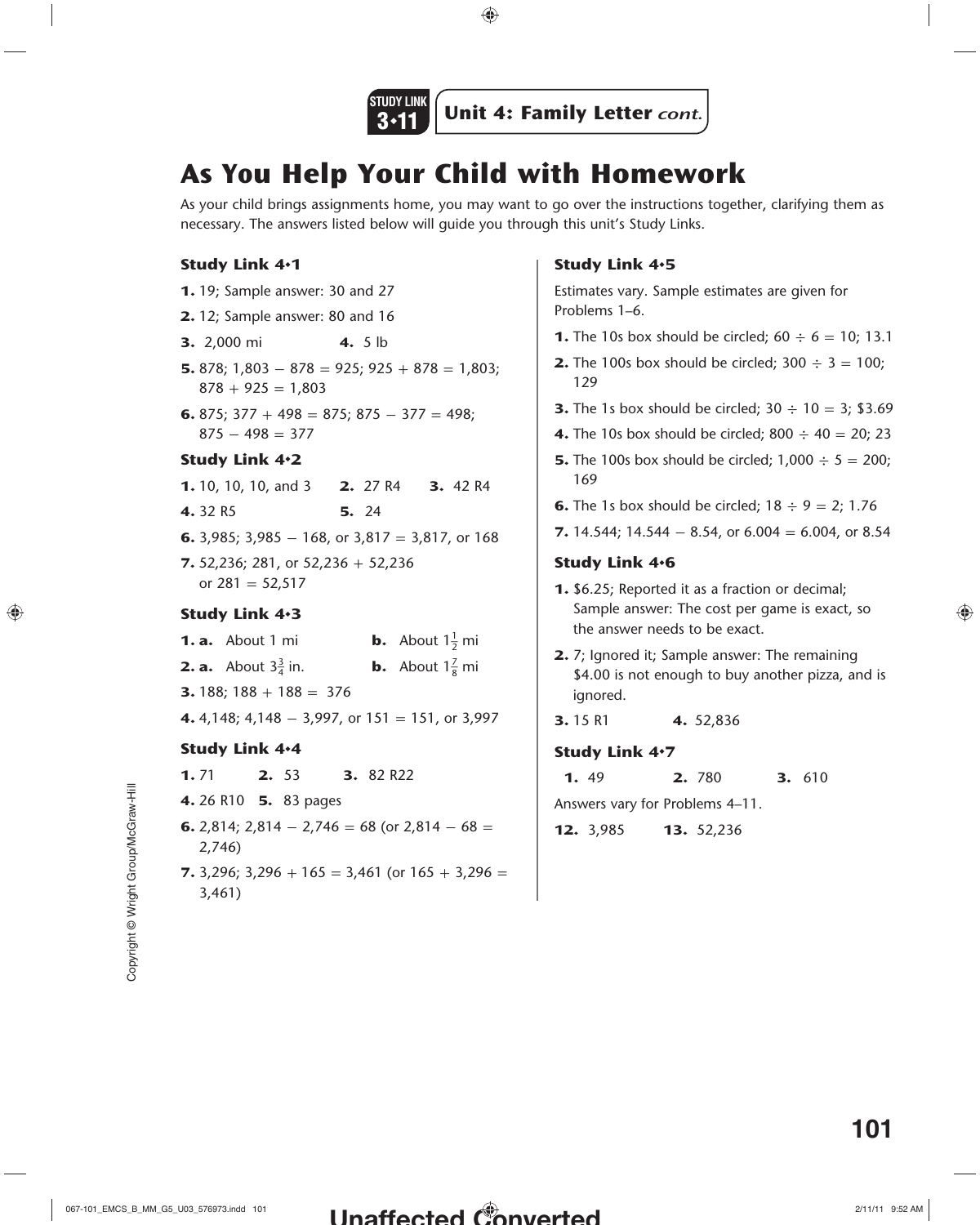STUDY LINK 3•11 **Unit 4: Family Letter** *cont.*

# As You Help Your Child with Homework

As your child brings assignments home, you may want to go over the instructions together, clarifying them as necessary. The answers listed below will guide you through this unit's Study Links.

### Study Link 4•1

**1.** 19; Sample answer: 30 and 27

**2.** 12; Sample answer: 80 and 16

**3.** 2,000 mi **4.** 5 lb

**5.** 878; 1,803 − 878 = 925; 925 + 878 = 1,803; 878 + 925 = 1,803

**6.** 875; 377 + 498 = 875; 875 − 377 = 498; 875 − 498 = 377

### Study Link 4•2

**1.** 10, 10, 10, and 3 **2.** 27 R4 **3.** 42 R4

**4.** 32 R5 **5.** 24

**6.** 3,985; 3,985 − 168, or 3,817 = 3,817, or 168

**7.** 52,236; 281, or 52,236 + 52,236 or 281 = 52,517

### Study Link 4•3

**1. a.** About 1 mi **b.** About $1\frac{1}{2}$ mi

**2. a.** About $3\frac{3}{4}$ in. **b.** About $1\frac{7}{8}$ mi

**3.** 188; 188 + 188 = 376

**4.** 4,148; 4,148 − 3,997, or 151 = 151, or 3,997

### Study Link 4•4

**1.** 71 **2.** 53 **3.** 82 R22

**4.** 26 R10 **5.** 83 pages

**6.** 2,814; 2,814 − 2,746 = 68 (or 2,814 − 68 = 2,746)

**7.** 3,296; 3,296 + 165 = 3,461 (or 165 + 3,296 = 3,461)

### Study Link 4•5

Estimates vary. Sample estimates are given for Problems 1–6.

**1.** The 10s box should be circled; 60 ÷ 6 = 10; 13.1

**2.** The 100s box should be circled; 300 ÷ 3 = 100; 129

**3.** The 1s box should be circled; 30 ÷ 10 = 3; $3.69

**4.** The 10s box should be circled; 800 ÷ 40 = 20; 23

**5.** The 100s box should be circled; 1,000 ÷ 5 = 200; 169

**6.** The 1s box should be circled; 18 ÷ 9 = 2; 1.76

**7.** 14.544; 14.544 − 8.54, or 6.004 = 6.004, or 8.54

### Study Link 4•6

**1.** $6.25; Reported it as a fraction or decimal; Sample answer: The cost per game is exact, so the answer needs to be exact.

**2.** 7; Ignored it; Sample answer: The remaining $4.00 is not enough to buy another pizza, and is ignored.

**3.** 15 R1 **4.** 52,836

### Study Link 4•7

**1.** 49 **2.** 780 **3.** 610

Answers vary for Problems 4–11.

**12.** 3,985 **13.** 52,236

Copyright © Wright Group/McGraw-Hill